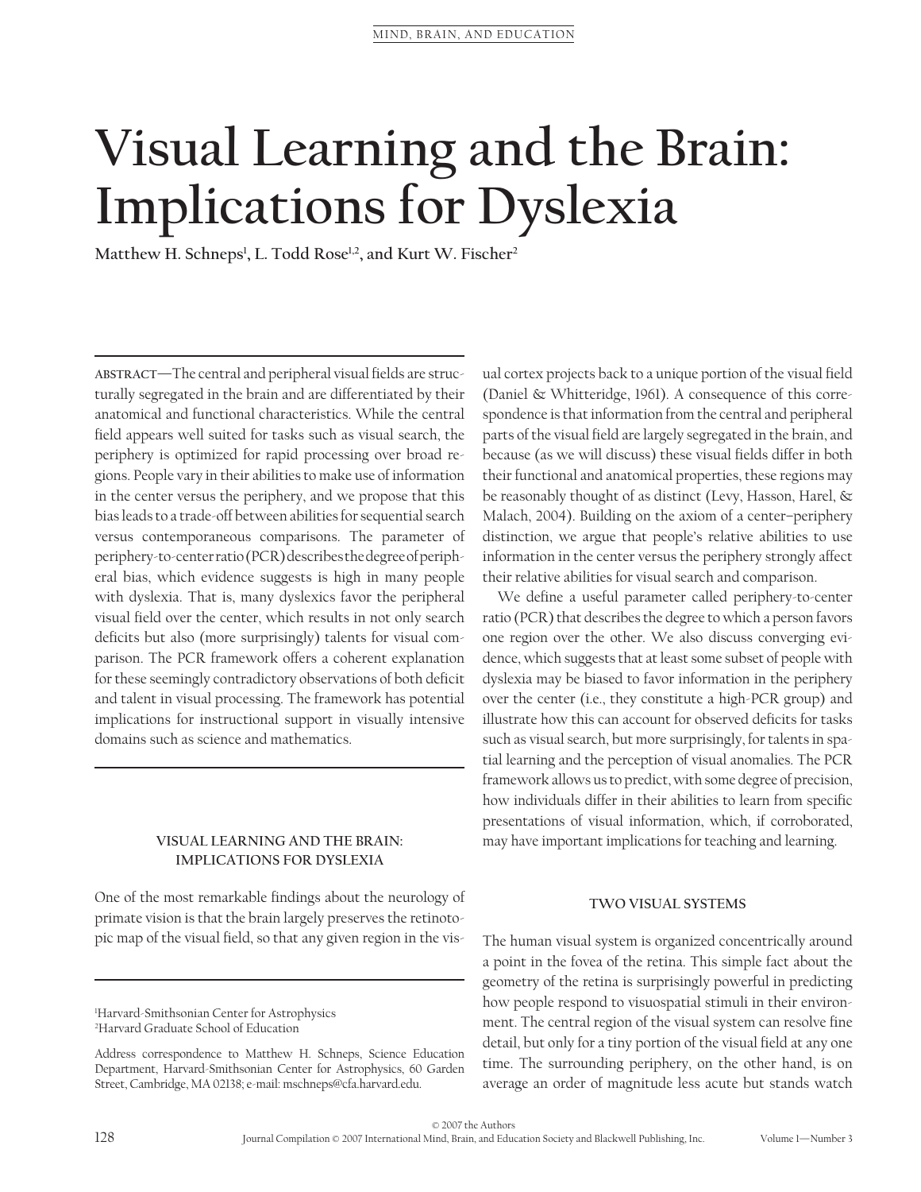# Visual Learning and the Brain: Implications for Dyslexia

**Matthew H. Schneps[1], L. Todd Rose[1,2], and Kurt W. Fischer[2]**

ABSTRACT—The central and peripheral visual fields are structurally segregated in the brain and are differentiated by their anatomical and functional characteristics. While the central field appears well suited for tasks such as visual search, the periphery is optimized for rapid processing over broad regions. People vary in their abilities to make use of information in the center versus the periphery, and we propose that this bias leads to a trade-off between abilities for sequential search versus contemporaneous comparisons. The parameter of periphery-to-center ratio (PCR) describes the degree of peripheral bias, which evidence suggests is high in many people with dyslexia. That is, many dyslexics favor the peripheral visual field over the center, which results in not only search deficits but also (more surprisingly) talents for visual comparison. The PCR framework offers a coherent explanation for these seemingly contradictory observations of both deficit and talent in visual processing. The framework has potential implications for instructional support in visually intensive domains such as science and mathematics.

## VISUAL LEARNING AND THE BRAIN: IMPLICATIONS FOR DYSLEXIA

One of the most remarkable findings about the neurology of primate vision is that the brain largely preserves the retinotopic map of the visual field, so that any given region in the visual cortex projects back to a unique portion of the visual field (Daniel & Whitteridge, 1961). A consequence of this correspondence is that information from the central and peripheral parts of the visual field are largely segregated in the brain, and because (as we will discuss) these visual fields differ in both their functional and anatomical properties, these regions may be reasonably thought of as distinct (Levy, Hasson, Harel, & Malach, 2004). Building on the axiom of a center–periphery distinction, we argue that people's relative abilities to use information in the center versus the periphery strongly affect their relative abilities for visual search and comparison.

We define a useful parameter called periphery-to-center ratio (PCR) that describes the degree to which a person favors one region over the other. We also discuss converging evidence, which suggests that at least some subset of people with dyslexia may be biased to favor information in the periphery over the center (i.e., they constitute a high-PCR group) and illustrate how this can account for observed deficits for tasks such as visual search, but more surprisingly, for talents in spatial learning and the perception of visual anomalies. The PCR framework allows us to predict, with some degree of precision, how individuals differ in their abilities to learn from specific presentations of visual information, which, if corroborated, may have important implications for teaching and learning.

## TWO VISUAL SYSTEMS

The human visual system is organized concentrically around a point in the fovea of the retina. This simple fact about the geometry of the retina is surprisingly powerful in predicting how people respond to visuospatial stimuli in their environment. The central region of the visual system can resolve fine detail, but only for a tiny portion of the visual field at any one time. The surrounding periphery, on the other hand, is on average an order of magnitude less acute but stands watch

[1]Harvard-Smithsonian Center for Astrophysics
[2]Harvard Graduate School of Education

Address correspondence to Matthew H. Schneps, Science Education Department, Harvard-Smithsonian Center for Astrophysics, 60 Garden Street, Cambridge, MA 02138; e-mail: mschneps@cfa.harvard.edu.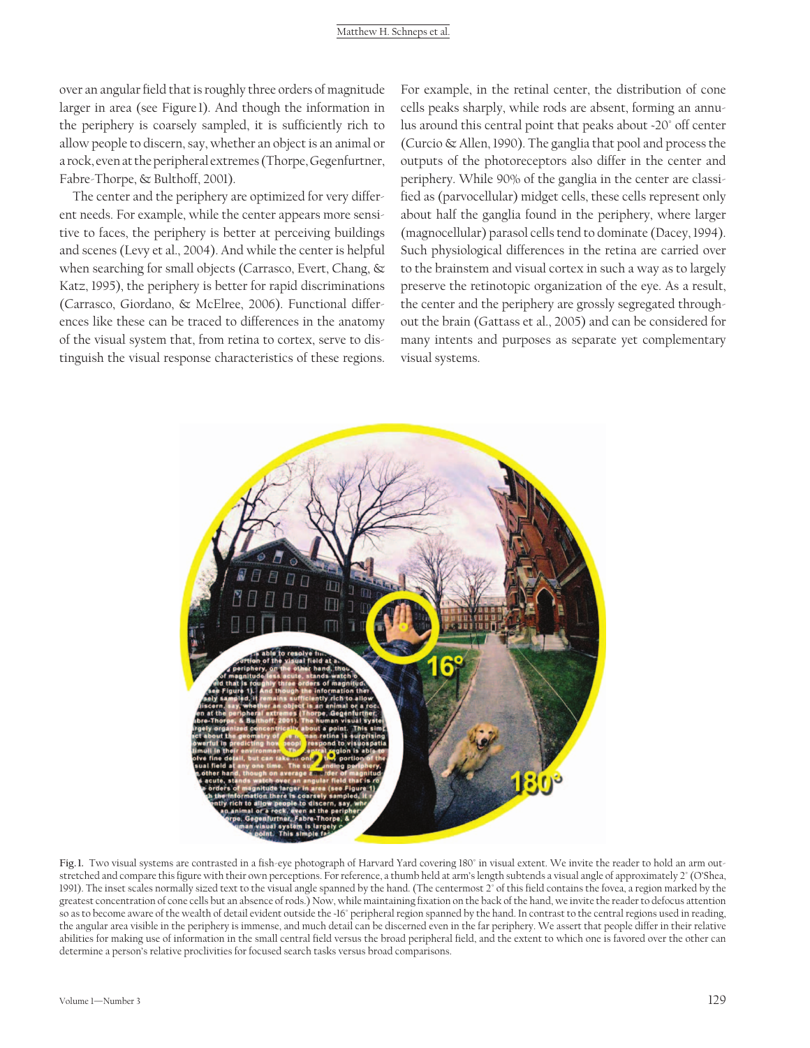over an angular field that is roughly three orders of magnitude larger in area (see Figure 1). And though the information in the periphery is coarsely sampled, it is sufficiently rich to allow people to discern, say, whether an object is an animal or a rock, even at the peripheral extremes (Thorpe, Gegenfurtner, Fabre-Thorpe, & Bulthoff, 2001).

The center and the periphery are optimized for very different needs. For example, while the center appears more sensitive to faces, the periphery is better at perceiving buildings and scenes (Levy et al., 2004). And while the center is helpful when searching for small objects (Carrasco, Evert, Chang, & Katz, 1995), the periphery is better for rapid discriminations (Carrasco, Giordano, & McElree, 2006). Functional differences like these can be traced to differences in the anatomy of the visual system that, from retina to cortex, serve to distinguish the visual response characteristics of these regions. For example, in the retinal center, the distribution of cone cells peaks sharply, while rods are absent, forming an annulus around this central point that peaks about ~20° off center (Curcio & Allen, 1990). The ganglia that pool and process the outputs of the photoreceptors also differ in the center and periphery. While 90% of the ganglia in the center are classified as (parvocellular) midget cells, these cells represent only about half the ganglia found in the periphery, where larger (magnocellular) parasol cells tend to dominate (Dacey, 1994). Such physiological differences in the retina are carried over to the brainstem and visual cortex in such a way as to largely preserve the retinotopic organization of the eye. As a result, the center and the periphery are grossly segregated throughout the brain (Gattass et al., 2005) and can be considered for many intents and purposes as separate yet complementary visual systems.

**Fig. 1.** Two visual systems are contrasted in a fish-eye photograph of Harvard Yard covering 180° in visual extent. We invite the reader to hold an arm outstretched and compare this figure with their own perceptions. For reference, a thumb held at arm's length subtends a visual angle of approximately 2° (O'Shea, 1991). The inset scales normally sized text to the visual angle spanned by the hand. (The centermost 2° of this field contains the fovea, a region marked by the greatest concentration of cone cells but an absence of rods.) Now, while maintaining fixation on the back of the hand, we invite the reader to defocus attention so as to become aware of the wealth of detail evident outside the ~16° peripheral region spanned by the hand. In contrast to the central regions used in reading, the angular area visible in the periphery is immense, and much detail can be discerned even in the far periphery. We assert that people differ in their relative abilities for making use of information in the small central field versus the broad peripheral field, and the extent to which one is favored over the other can determine a person's relative proclivities for focused search tasks versus broad comparisons.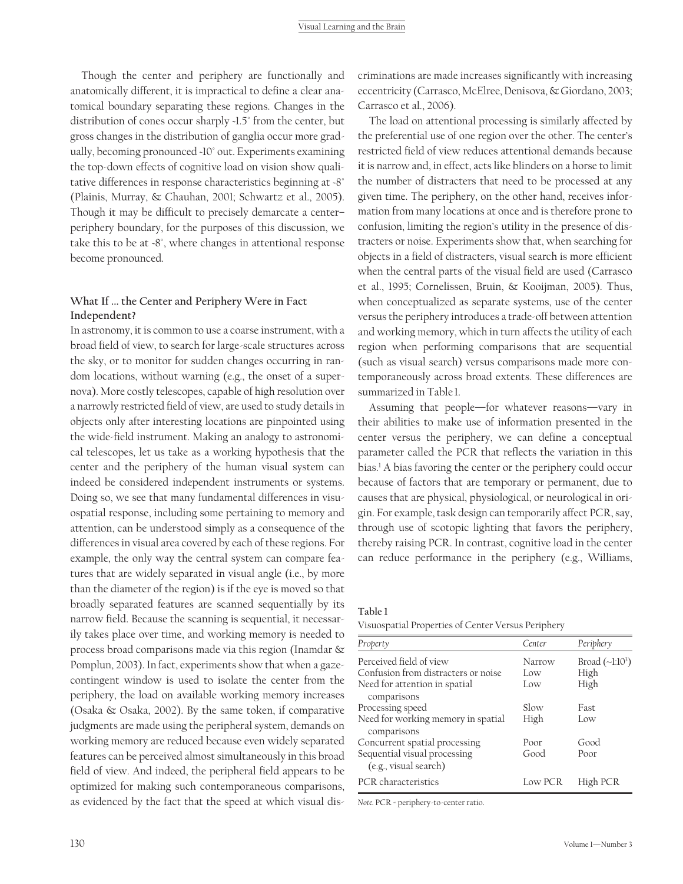Though the center and periphery are functionally and anatomically different, it is impractical to define a clear anatomical boundary separating these regions. Changes in the distribution of cones occur sharply ~1.5° from the center, but gross changes in the distribution of ganglia occur more gradually, becoming pronounced ~10° out. Experiments examining the top-down effects of cognitive load on vision show qualitative differences in response characteristics beginning at ~8° (Plainis, Murray, & Chauhan, 2001; Schwartz et al., 2005). Though it may be difficult to precisely demarcate a center–periphery boundary, for the purposes of this discussion, we take this to be at ~8°, where changes in attentional response become pronounced.

### What If ... the Center and Periphery Were in Fact Independent?

In astronomy, it is common to use a coarse instrument, with a broad field of view, to search for large-scale structures across the sky, or to monitor for sudden changes occurring in random locations, without warning (e.g., the onset of a supernova). More costly telescopes, capable of high resolution over a narrowly restricted field of view, are used to study details in objects only after interesting locations are pinpointed using the wide-field instrument. Making an analogy to astronomical telescopes, let us take as a working hypothesis that the center and the periphery of the human visual system can indeed be considered independent instruments or systems. Doing so, we see that many fundamental differences in visuospatial response, including some pertaining to memory and attention, can be understood simply as a consequence of the differences in visual area covered by each of these regions. For example, the only way the central system can compare features that are widely separated in visual angle (i.e., by more than the diameter of the region) is if the eye is moved so that broadly separated features are scanned sequentially by its narrow field. Because the scanning is sequential, it necessarily takes place over time, and working memory is needed to process broad comparisons made via this region (Inamdar & Pomplun, 2003). In fact, experiments show that when a gaze-contingent window is used to isolate the center from the periphery, the load on available working memory increases (Osaka & Osaka, 2002). By the same token, if comparative judgments are made using the peripheral system, demands on working memory are reduced because even widely separated features can be perceived almost simultaneously in this broad field of view. And indeed, the peripheral field appears to be optimized for making such contemporaneous comparisons, as evidenced by the fact that the speed at which visual discriminations are made increases significantly with increasing eccentricity (Carrasco, McElree, Denisova, & Giordano, 2003; Carrasco et al., 2006).

The load on attentional processing is similarly affected by the preferential use of one region over the other. The center's restricted field of view reduces attentional demands because it is narrow and, in effect, acts like blinders on a horse to limit the number of distracters that need to be processed at any given time. The periphery, on the other hand, receives information from many locations at once and is therefore prone to confusion, limiting the region's utility in the presence of distracters or noise. Experiments show that, when searching for objects in a field of distracters, visual search is more efficient when the central parts of the visual field are used (Carrasco et al., 1995; Cornelissen, Bruin, & Kooijman, 2005). Thus, when conceptualized as separate systems, use of the center versus the periphery introduces a trade-off between attention and working memory, which in turn affects the utility of each region when performing comparisons that are sequential (such as visual search) versus comparisons made more contemporaneously across broad extents. These differences are summarized in Table 1.

Assuming that people—for whatever reasons—vary in their abilities to make use of information presented in the center versus the periphery, we can define a conceptual parameter called the PCR that reflects the variation in this bias.[1] A bias favoring the center or the periphery could occur because of factors that are temporary or permanent, due to causes that are physical, physiological, or neurological in origin. For example, task design can temporarily affect PCR, say, through use of scotopic lighting that favors the periphery, thereby raising PCR. In contrast, cognitive load in the center can reduce performance in the periphery (e.g., Williams,

**Table 1**
Visuospatial Properties of Center Versus Periphery

| *Property* | *Center* | *Periphery* |
|---|---|---|
| Perceived field of view | Narrow | Broad (~1:10$^3$) |
| Confusion from distracters or noise | Low | High |
| Need for attention in spatial comparisons | Low | High |
| Processing speed | Slow | Fast |
| Need for working memory in spatial comparisons | High | Low |
| Concurrent spatial processing | Poor | Good |
| Sequential visual processing (e.g., visual search) | Good | Poor |
| PCR characteristics | Low PCR | High PCR |

*Note.* PCR - periphery-to-center ratio.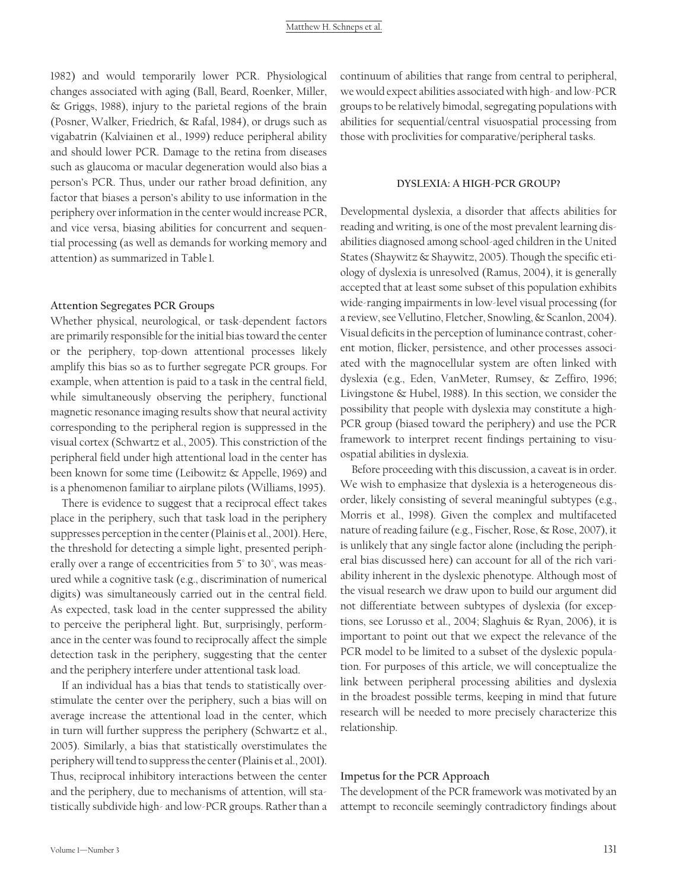1982) and would temporarily lower PCR. Physiological changes associated with aging (Ball, Beard, Roenker, Miller, & Griggs, 1988), injury to the parietal regions of the brain (Posner, Walker, Friedrich, & Rafal, 1984), or drugs such as vigabatrin (Kalviainen et al., 1999) reduce peripheral ability and should lower PCR. Damage to the retina from diseases such as glaucoma or macular degeneration would also bias a person's PCR. Thus, under our rather broad definition, any factor that biases a person's ability to use information in the periphery over information in the center would increase PCR, and vice versa, biasing abilities for concurrent and sequential processing (as well as demands for working memory and attention) as summarized in Table 1.

### Attention Segregates PCR Groups

Whether physical, neurological, or task-dependent factors are primarily responsible for the initial bias toward the center or the periphery, top-down attentional processes likely amplify this bias so as to further segregate PCR groups. For example, when attention is paid to a task in the central field, while simultaneously observing the periphery, functional magnetic resonance imaging results show that neural activity corresponding to the peripheral region is suppressed in the visual cortex (Schwartz et al., 2005). This constriction of the peripheral field under high attentional load in the center has been known for some time (Leibowitz & Appelle, 1969) and is a phenomenon familiar to airplane pilots (Williams, 1995).

There is evidence to suggest that a reciprocal effect takes place in the periphery, such that task load in the periphery suppresses perception in the center (Plainis et al., 2001). Here, the threshold for detecting a simple light, presented peripherally over a range of eccentricities from 5° to 30°, was measured while a cognitive task (e.g., discrimination of numerical digits) was simultaneously carried out in the central field. As expected, task load in the center suppressed the ability to perceive the peripheral light. But, surprisingly, performance in the center was found to reciprocally affect the simple detection task in the periphery, suggesting that the center and the periphery interfere under attentional task load.

If an individual has a bias that tends to statistically overstimulate the center over the periphery, such a bias will on average increase the attentional load in the center, which in turn will further suppress the periphery (Schwartz et al., 2005). Similarly, a bias that statistically overstimulates the periphery will tend to suppress the center (Plainis et al., 2001). Thus, reciprocal inhibitory interactions between the center and the periphery, due to mechanisms of attention, will statistically subdivide high- and low-PCR groups. Rather than a continuum of abilities that range from central to peripheral, we would expect abilities associated with high- and low-PCR groups to be relatively bimodal, segregating populations with abilities for sequential/central visuospatial processing from those with proclivities for comparative/peripheral tasks.

## DYSLEXIA: A HIGH-PCR GROUP?

Developmental dyslexia, a disorder that affects abilities for reading and writing, is one of the most prevalent learning disabilities diagnosed among school-aged children in the United States (Shaywitz & Shaywitz, 2005). Though the specific etiology of dyslexia is unresolved (Ramus, 2004), it is generally accepted that at least some subset of this population exhibits wide-ranging impairments in low-level visual processing (for a review, see Vellutino, Fletcher, Snowling, & Scanlon, 2004). Visual deficits in the perception of luminance contrast, coherent motion, flicker, persistence, and other processes associated with the magnocellular system are often linked with dyslexia (e.g., Eden, VanMeter, Rumsey, & Zeffiro, 1996; Livingstone & Hubel, 1988). In this section, we consider the possibility that people with dyslexia may constitute a high-PCR group (biased toward the periphery) and use the PCR framework to interpret recent findings pertaining to visuospatial abilities in dyslexia.

Before proceeding with this discussion, a caveat is in order. We wish to emphasize that dyslexia is a heterogeneous disorder, likely consisting of several meaningful subtypes (e.g., Morris et al., 1998). Given the complex and multifaceted nature of reading failure (e.g., Fischer, Rose, & Rose, 2007), it is unlikely that any single factor alone (including the peripheral bias discussed here) can account for all of the rich variability inherent in the dyslexic phenotype. Although most of the visual research we draw upon to build our argument did not differentiate between subtypes of dyslexia (for exceptions, see Lorusso et al., 2004; Slaghuis & Ryan, 2006), it is important to point out that we expect the relevance of the PCR model to be limited to a subset of the dyslexic population. For purposes of this article, we will conceptualize the link between peripheral processing abilities and dyslexia in the broadest possible terms, keeping in mind that future research will be needed to more precisely characterize this relationship.

### Impetus for the PCR Approach

The development of the PCR framework was motivated by an attempt to reconcile seemingly contradictory findings about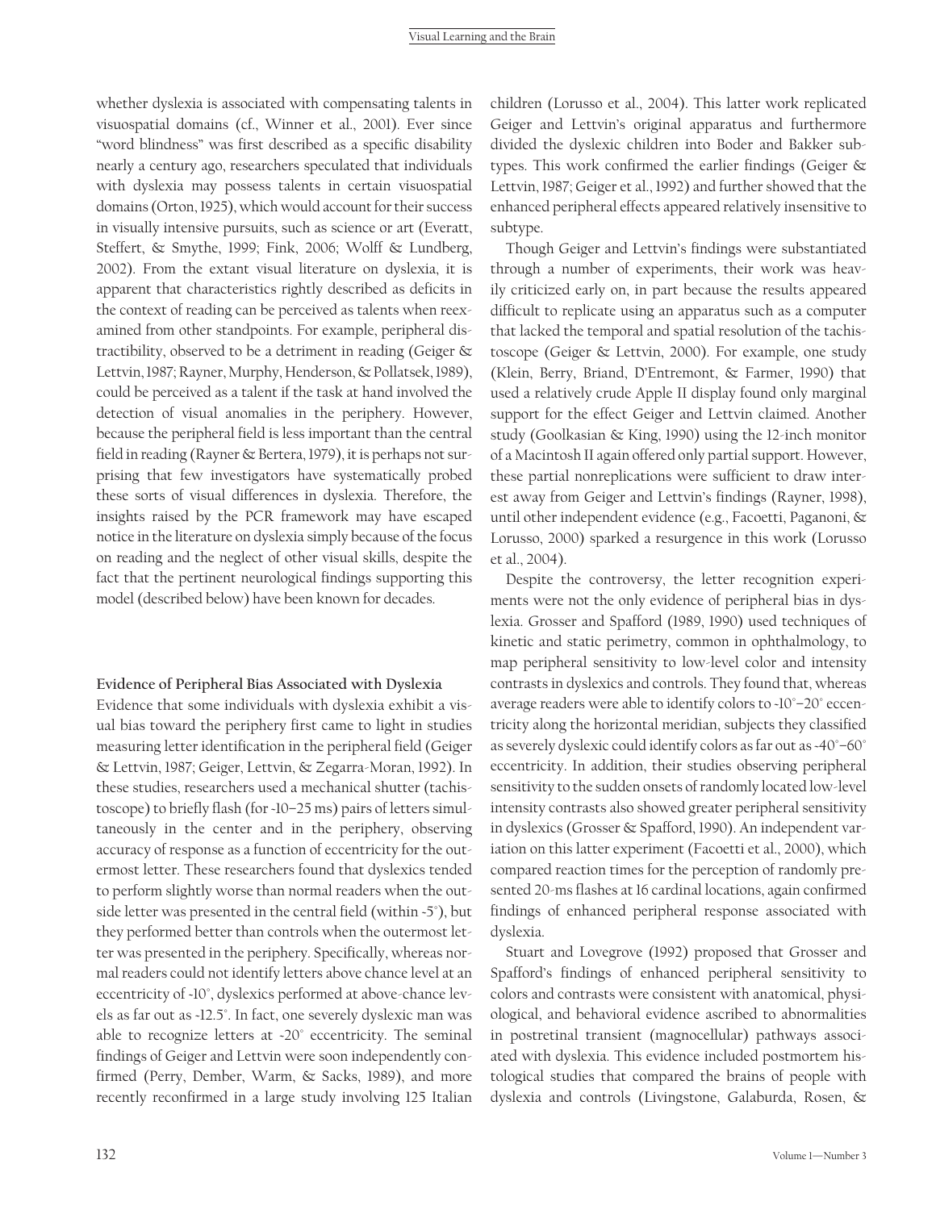whether dyslexia is associated with compensating talents in visuospatial domains (cf., Winner et al., 2001). Ever since "word blindness" was first described as a specific disability nearly a century ago, researchers speculated that individuals with dyslexia may possess talents in certain visuospatial domains (Orton, 1925), which would account for their success in visually intensive pursuits, such as science or art (Everatt, Steffert, & Smythe, 1999; Fink, 2006; Wolff & Lundberg, 2002). From the extant visual literature on dyslexia, it is apparent that characteristics rightly described as deficits in the context of reading can be perceived as talents when reexamined from other standpoints. For example, peripheral distractibility, observed to be a detriment in reading (Geiger & Lettvin, 1987; Rayner, Murphy, Henderson, & Pollatsek, 1989), could be perceived as a talent if the task at hand involved the detection of visual anomalies in the periphery. However, because the peripheral field is less important than the central field in reading (Rayner & Bertera, 1979), it is perhaps not surprising that few investigators have systematically probed these sorts of visual differences in dyslexia. Therefore, the insights raised by the PCR framework may have escaped notice in the literature on dyslexia simply because of the focus on reading and the neglect of other visual skills, despite the fact that the pertinent neurological findings supporting this model (described below) have been known for decades.

### Evidence of Peripheral Bias Associated with Dyslexia

Evidence that some individuals with dyslexia exhibit a visual bias toward the periphery first came to light in studies measuring letter identification in the peripheral field (Geiger & Lettvin, 1987; Geiger, Lettvin, & Zegarra-Moran, 1992). In these studies, researchers used a mechanical shutter (tachistoscope) to briefly flash (for ~10–25 ms) pairs of letters simultaneously in the center and in the periphery, observing accuracy of response as a function of eccentricity for the outermost letter. These researchers found that dyslexics tended to perform slightly worse than normal readers when the outside letter was presented in the central field (within ~5°), but they performed better than controls when the outermost letter was presented in the periphery. Specifically, whereas normal readers could not identify letters above chance level at an eccentricity of ~10°, dyslexics performed at above-chance levels as far out as ~12.5°. In fact, one severely dyslexic man was able to recognize letters at ~20° eccentricity. The seminal findings of Geiger and Lettvin were soon independently confirmed (Perry, Dember, Warm, & Sacks, 1989), and more recently reconfirmed in a large study involving 125 Italian children (Lorusso et al., 2004). This latter work replicated Geiger and Lettvin's original apparatus and furthermore divided the dyslexic children into Boder and Bakker subtypes. This work confirmed the earlier findings (Geiger & Lettvin, 1987; Geiger et al., 1992) and further showed that the enhanced peripheral effects appeared relatively insensitive to subtype.

Though Geiger and Lettvin's findings were substantiated through a number of experiments, their work was heavily criticized early on, in part because the results appeared difficult to replicate using an apparatus such as a computer that lacked the temporal and spatial resolution of the tachistoscope (Geiger & Lettvin, 2000). For example, one study (Klein, Berry, Briand, D'Entremont, & Farmer, 1990) that used a relatively crude Apple II display found only marginal support for the effect Geiger and Lettvin claimed. Another study (Goolkasian & King, 1990) using the 12-inch monitor of a Macintosh II again offered only partial support. However, these partial nonreplications were sufficient to draw interest away from Geiger and Lettvin's findings (Rayner, 1998), until other independent evidence (e.g., Facoetti, Paganoni, & Lorusso, 2000) sparked a resurgence in this work (Lorusso et al., 2004).

Despite the controversy, the letter recognition experiments were not the only evidence of peripheral bias in dyslexia. Grosser and Spafford (1989, 1990) used techniques of kinetic and static perimetry, common in ophthalmology, to map peripheral sensitivity to low-level color and intensity contrasts in dyslexics and controls. They found that, whereas average readers were able to identify colors to ~10°–20° eccentricity along the horizontal meridian, subjects they classified as severely dyslexic could identify colors as far out as ~40°–60° eccentricity. In addition, their studies observing peripheral sensitivity to the sudden onsets of randomly located low-level intensity contrasts also showed greater peripheral sensitivity in dyslexics (Grosser & Spafford, 1990). An independent variation on this latter experiment (Facoetti et al., 2000), which compared reaction times for the perception of randomly presented 20-ms flashes at 16 cardinal locations, again confirmed findings of enhanced peripheral response associated with dyslexia.

Stuart and Lovegrove (1992) proposed that Grosser and Spafford's findings of enhanced peripheral sensitivity to colors and contrasts were consistent with anatomical, physiological, and behavioral evidence ascribed to abnormalities in postretinal transient (magnocellular) pathways associated with dyslexia. This evidence included postmortem histological studies that compared the brains of people with dyslexia and controls (Livingstone, Galaburda, Rosen, &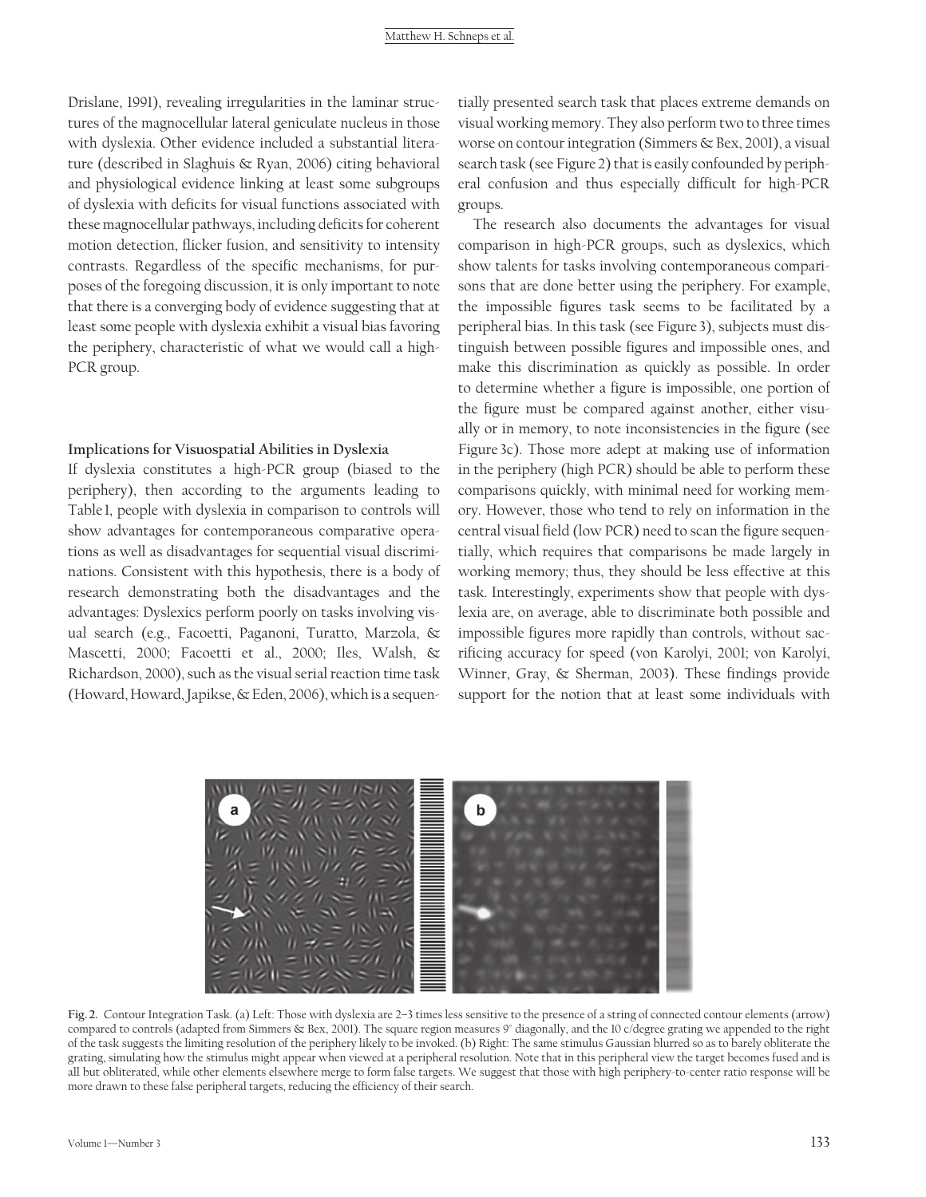Drislane, 1991), revealing irregularities in the laminar structures of the magnocellular lateral geniculate nucleus in those with dyslexia. Other evidence included a substantial literature (described in Slaghuis & Ryan, 2006) citing behavioral and physiological evidence linking at least some subgroups of dyslexia with deficits for visual functions associated with these magnocellular pathways, including deficits for coherent motion detection, flicker fusion, and sensitivity to intensity contrasts. Regardless of the specific mechanisms, for purposes of the foregoing discussion, it is only important to note that there is a converging body of evidence suggesting that at least some people with dyslexia exhibit a visual bias favoring the periphery, characteristic of what we would call a high-PCR group.

### Implications for Visuospatial Abilities in Dyslexia

If dyslexia constitutes a high-PCR group (biased to the periphery), then according to the arguments leading to Table 1, people with dyslexia in comparison to controls will show advantages for contemporaneous comparative operations as well as disadvantages for sequential visual discriminations. Consistent with this hypothesis, there is a body of research demonstrating both the disadvantages and the advantages: Dyslexics perform poorly on tasks involving visual search (e.g., Facoetti, Paganoni, Turatto, Marzola, & Mascetti, 2000; Facoetti et al., 2000; Iles, Walsh, & Richardson, 2000), such as the visual serial reaction time task (Howard, Howard, Japikse, & Eden, 2006), which is a sequentially presented search task that places extreme demands on visual working memory. They also perform two to three times worse on contour integration (Simmers & Bex, 2001), a visual search task (see Figure 2) that is easily confounded by peripheral confusion and thus especially difficult for high-PCR groups.

The research also documents the advantages for visual comparison in high-PCR groups, such as dyslexics, which show talents for tasks involving contemporaneous comparisons that are done better using the periphery. For example, the impossible figures task seems to be facilitated by a peripheral bias. In this task (see Figure 3), subjects must distinguish between possible figures and impossible ones, and make this discrimination as quickly as possible. In order to determine whether a figure is impossible, one portion of the figure must be compared against another, either visually or in memory, to note inconsistencies in the figure (see Figure 3c). Those more adept at making use of information in the periphery (high PCR) should be able to perform these comparisons quickly, with minimal need for working memory. However, those who tend to rely on information in the central visual field (low PCR) need to scan the figure sequentially, which requires that comparisons be made largely in working memory; thus, they should be less effective at this task. Interestingly, experiments show that people with dyslexia are, on average, able to discriminate both possible and impossible figures more rapidly than controls, without sacrificing accuracy for speed (von Karolyi, 2001; von Karolyi, Winner, Gray, & Sherman, 2003). These findings provide support for the notion that at least some individuals with

**Fig. 2.** Contour Integration Task. (a) Left: Those with dyslexia are 2–3 times less sensitive to the presence of a string of connected contour elements (arrow) compared to controls (adapted from Simmers & Bex, 2001). The square region measures 9° diagonally, and the 10 c/degree grating we appended to the right of the task suggests the limiting resolution of the periphery likely to be invoked. (b) Right: The same stimulus Gaussian blurred so as to barely obliterate the grating, simulating how the stimulus might appear when viewed at a peripheral resolution. Note that in this peripheral view the target becomes fused and is all but obliterated, while other elements elsewhere merge to form false targets. We suggest that those with high periphery-to-center ratio response will be more drawn to these false peripheral targets, reducing the efficiency of their search.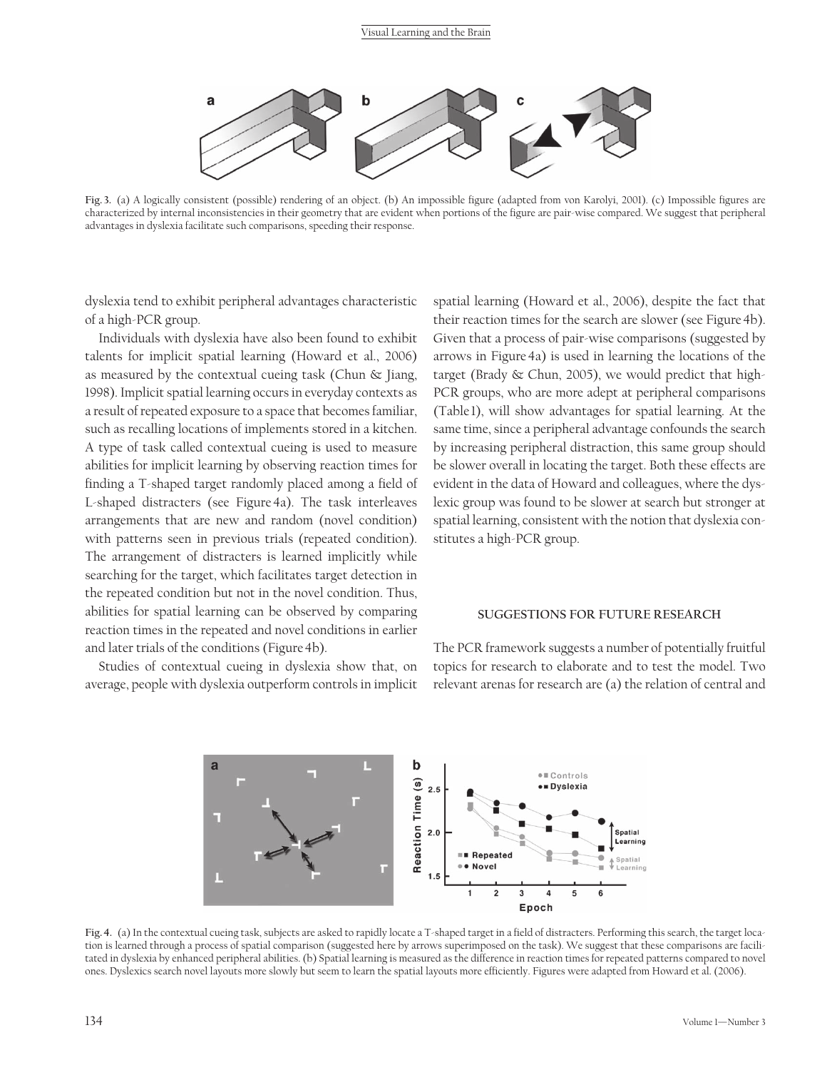Fig. 3. (a) A logically consistent (possible) rendering of an object. (b) An impossible figure (adapted from von Karolyi, 2001). (c) Impossible figures are characterized by internal inconsistencies in their geometry that are evident when portions of the figure are pair-wise compared. We suggest that peripheral advantages in dyslexia facilitate such comparisons, speeding their response.

dyslexia tend to exhibit peripheral advantages characteristic of a high-PCR group.

Individuals with dyslexia have also been found to exhibit talents for implicit spatial learning (Howard et al., 2006) as measured by the contextual cueing task (Chun & Jiang, 1998). Implicit spatial learning occurs in everyday contexts as a result of repeated exposure to a space that becomes familiar, such as recalling locations of implements stored in a kitchen. A type of task called contextual cueing is used to measure abilities for implicit learning by observing reaction times for finding a T-shaped target randomly placed among a field of L-shaped distracters (see Figure 4a). The task interleaves arrangements that are new and random (novel condition) with patterns seen in previous trials (repeated condition). The arrangement of distracters is learned implicitly while searching for the target, which facilitates target detection in the repeated condition but not in the novel condition. Thus, abilities for spatial learning can be observed by comparing reaction times in the repeated and novel conditions in earlier and later trials of the conditions (Figure 4b).

Studies of contextual cueing in dyslexia show that, on average, people with dyslexia outperform controls in implicit spatial learning (Howard et al., 2006), despite the fact that their reaction times for the search are slower (see Figure 4b). Given that a process of pair-wise comparisons (suggested by arrows in Figure 4a) is used in learning the locations of the target (Brady & Chun, 2005), we would predict that high-PCR groups, who are more adept at peripheral comparisons (Table 1), will show advantages for spatial learning. At the same time, since a peripheral advantage confounds the search by increasing peripheral distraction, this same group should be slower overall in locating the target. Both these effects are evident in the data of Howard and colleagues, where the dyslexic group was found to be slower at search but stronger at spatial learning, consistent with the notion that dyslexia constitutes a high-PCR group.

## SUGGESTIONS FOR FUTURE RESEARCH

The PCR framework suggests a number of potentially fruitful topics for research to elaborate and to test the model. Two relevant arenas for research are (a) the relation of central and

Fig. 4. (a) In the contextual cueing task, subjects are asked to rapidly locate a T-shaped target in a field of distracters. Performing this search, the target location is learned through a process of spatial comparison (suggested here by arrows superimposed on the task). We suggest that these comparisons are facilitated in dyslexia by enhanced peripheral abilities. (b) Spatial learning is measured as the difference in reaction times for repeated patterns compared to novel ones. Dyslexics search novel layouts more slowly but seem to learn the spatial layouts more efficiently. Figures were adapted from Howard et al. (2006).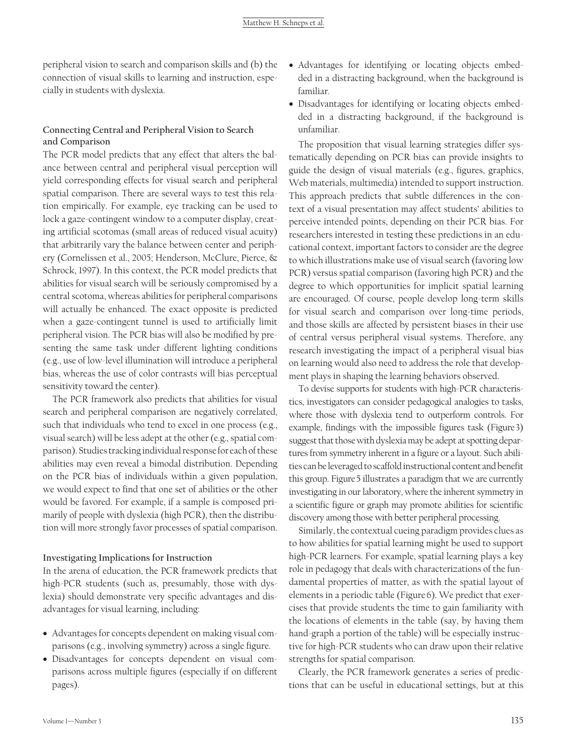peripheral vision to search and comparison skills and (b) the connection of visual skills to learning and instruction, especially in students with dyslexia.

### Connecting Central and Peripheral Vision to Search and Comparison

The PCR model predicts that any effect that alters the balance between central and peripheral visual perception will yield corresponding effects for visual search and peripheral spatial comparison. There are several ways to test this relation empirically. For example, eye tracking can be used to lock a gaze-contingent window to a computer display, creating artificial scotomas (small areas of reduced visual acuity) that arbitrarily vary the balance between center and periphery (Cornelissen et al., 2005; Henderson, McClure, Pierce, & Schrock, 1997). In this context, the PCR model predicts that abilities for visual search will be seriously compromised by a central scotoma, whereas abilities for peripheral comparisons will actually be enhanced. The exact opposite is predicted when a gaze-contingent tunnel is used to artificially limit peripheral vision. The PCR bias will also be modified by presenting the same task under different lighting conditions (e.g., use of low-level illumination will introduce a peripheral bias, whereas the use of color contrasts will bias perceptual sensitivity toward the center).

The PCR framework also predicts that abilities for visual search and peripheral comparison are negatively correlated, such that individuals who tend to excel in one process (e.g., visual search) will be less adept at the other (e.g., spatial comparison). Studies tracking individual response for each of these abilities may even reveal a bimodal distribution. Depending on the PCR bias of individuals within a given population, we would expect to find that one set of abilities or the other would be favored. For example, if a sample is composed primarily of people with dyslexia (high PCR), then the distribution will more strongly favor processes of spatial comparison.

### Investigating Implications for Instruction

In the arena of education, the PCR framework predicts that high-PCR students (such as, presumably, those with dyslexia) should demonstrate very specific advantages and disadvantages for visual learning, including:

- Advantages for concepts dependent on making visual comparisons (e.g., involving symmetry) across a single figure.
- Disadvantages for concepts dependent on visual comparisons across multiple figures (especially if on different pages).
- Advantages for identifying or locating objects embedded in a distracting background, when the background is familiar.
- Disadvantages for identifying or locating objects embedded in a distracting background, if the background is unfamiliar.

The proposition that visual learning strategies differ systematically depending on PCR bias can provide insights to guide the design of visual materials (e.g., figures, graphics, Web materials, multimedia) intended to support instruction. This approach predicts that subtle differences in the context of a visual presentation may affect students' abilities to perceive intended points, depending on their PCR bias. For researchers interested in testing these predictions in an educational context, important factors to consider are the degree to which illustrations make use of visual search (favoring low PCR) versus spatial comparison (favoring high PCR) and the degree to which opportunities for implicit spatial learning are encouraged. Of course, people develop long-term skills for visual search and comparison over long-time periods, and those skills are affected by persistent biases in their use of central versus peripheral visual systems. Therefore, any research investigating the impact of a peripheral visual bias on learning would also need to address the role that development plays in shaping the learning behaviors observed.

To devise supports for students with high-PCR characteristics, investigators can consider pedagogical analogies to tasks, where those with dyslexia tend to outperform controls. For example, findings with the impossible figures task (Figure 3) suggest that those with dyslexia may be adept at spotting departures from symmetry inherent in a figure or a layout. Such abilities can be leveraged to scaffold instructional content and benefit this group. Figure 5 illustrates a paradigm that we are currently investigating in our laboratory, where the inherent symmetry in a scientific figure or graph may promote abilities for scientific discovery among those with better peripheral processing.

Similarly, the contextual cueing paradigm provides clues as to how abilities for spatial learning might be used to support high-PCR learners. For example, spatial learning plays a key role in pedagogy that deals with characterizations of the fundamental properties of matter, as with the spatial layout of elements in a periodic table (Figure 6). We predict that exercises that provide students the time to gain familiarity with the locations of elements in the table (say, by having them hand-graph a portion of the table) will be especially instructive for high-PCR students who can draw upon their relative strengths for spatial comparison.

Clearly, the PCR framework generates a series of predictions that can be useful in educational settings, but at this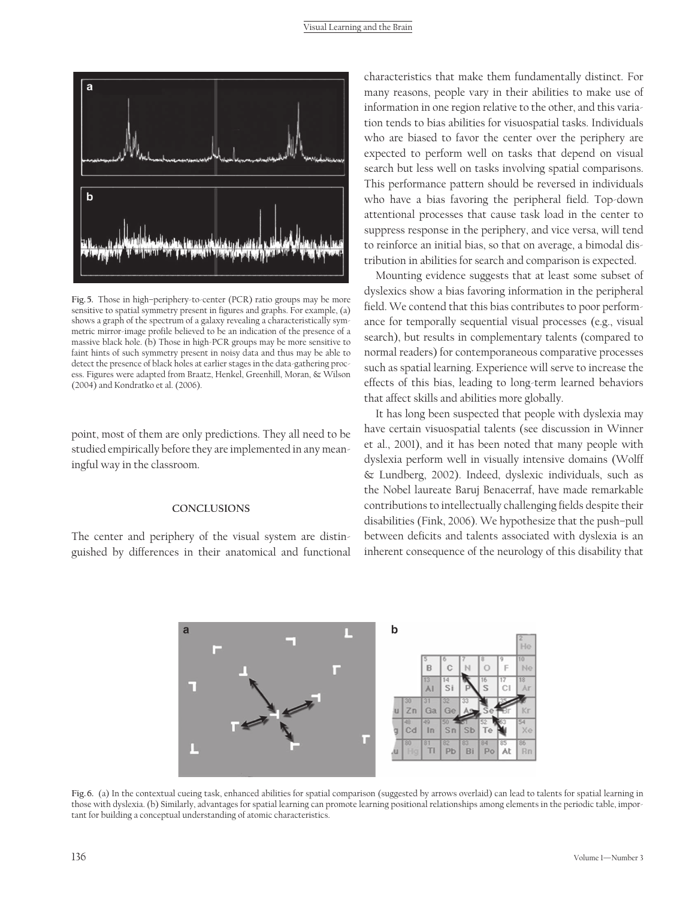Fig. 5. Those in high–periphery-to-center (PCR) ratio groups may be more sensitive to spatial symmetry present in figures and graphs. For example, (a) shows a graph of the spectrum of a galaxy revealing a characteristically symmetric mirror-image profile believed to be an indication of the presence of a massive black hole. (b) Those in high-PCR groups may be more sensitive to faint hints of such symmetry present in noisy data and thus may be able to detect the presence of black holes at earlier stages in the data-gathering process. Figures were adapted from Braatz, Henkel, Greenhill, Moran, & Wilson (2004) and Kondratko et al. (2006).

point, most of them are only predictions. They all need to be studied empirically before they are implemented in any meaningful way in the classroom.

## CONCLUSIONS

The center and periphery of the visual system are distinguished by differences in their anatomical and functional characteristics that make them fundamentally distinct. For many reasons, people vary in their abilities to make use of information in one region relative to the other, and this variation tends to bias abilities for visuospatial tasks. Individuals who are biased to favor the center over the periphery are expected to perform well on tasks that depend on visual search but less well on tasks involving spatial comparisons. This performance pattern should be reversed in individuals who have a bias favoring the peripheral field. Top-down attentional processes that cause task load in the center to suppress response in the periphery, and vice versa, will tend to reinforce an initial bias, so that on average, a bimodal distribution in abilities for search and comparison is expected.

Mounting evidence suggests that at least some subset of dyslexics show a bias favoring information in the peripheral field. We contend that this bias contributes to poor performance for temporally sequential visual processes (e.g., visual search), but results in complementary talents (compared to normal readers) for contemporaneous comparative processes such as spatial learning. Experience will serve to increase the effects of this bias, leading to long-term learned behaviors that affect skills and abilities more globally.

It has long been suspected that people with dyslexia may have certain visuospatial talents (see discussion in Winner et al., 2001), and it has been noted that many people with dyslexia perform well in visually intensive domains (Wolff & Lundberg, 2002). Indeed, dyslexic individuals, such as the Nobel laureate Baruj Benacerraf, have made remarkable contributions to intellectually challenging fields despite their disabilities (Fink, 2006). We hypothesize that the push–pull between deficits and talents associated with dyslexia is an inherent consequence of the neurology of this disability that

Fig. 6. (a) In the contextual cueing task, enhanced abilities for spatial comparison (suggested by arrows overlaid) can lead to talents for spatial learning in those with dyslexia. (b) Similarly, advantages for spatial learning can promote learning positional relationships among elements in the periodic table, important for building a conceptual understanding of atomic characteristics.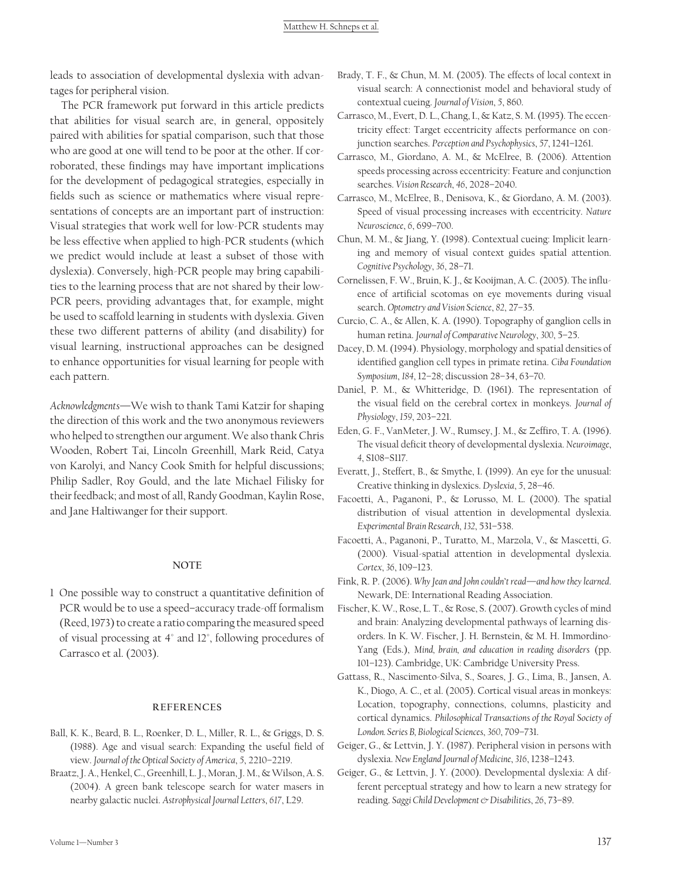leads to association of developmental dyslexia with advantages for peripheral vision.

The PCR framework put forward in this article predicts that abilities for visual search are, in general, oppositely paired with abilities for spatial comparison, such that those who are good at one will tend to be poor at the other. If corroborated, these findings may have important implications for the development of pedagogical strategies, especially in fields such as science or mathematics where visual representations of concepts are an important part of instruction: Visual strategies that work well for low-PCR students may be less effective when applied to high-PCR students (which we predict would include at least a subset of those with dyslexia). Conversely, high-PCR people may bring capabilities to the learning process that are not shared by their low-PCR peers, providing advantages that, for example, might be used to scaffold learning in students with dyslexia. Given these two different patterns of ability (and disability) for visual learning, instructional approaches can be designed to enhance opportunities for visual learning for people with each pattern.

*Acknowledgments*—We wish to thank Tami Katzir for shaping the direction of this work and the two anonymous reviewers who helped to strengthen our argument. We also thank Chris Wooden, Robert Tai, Lincoln Greenhill, Mark Reid, Catya von Karolyi, and Nancy Cook Smith for helpful discussions; Philip Sadler, Roy Gould, and the late Michael Filisky for their feedback; and most of all, Randy Goodman, Kaylin Rose, and Jane Haltiwanger for their support.

## NOTE

1 One possible way to construct a quantitative definition of PCR would be to use a speed–accuracy trade-off formalism (Reed, 1973) to create a ratio comparing the measured speed of visual processing at 4° and 12°, following procedures of Carrasco et al. (2003).

## REFERENCES

Ball, K. K., Beard, B. L., Roenker, D. L., Miller, R. L., & Griggs, D. S. (1988). Age and visual search: Expanding the useful field of view. *Journal of the Optical Society of America*, *5*, 2210–2219.

Braatz, J. A., Henkel, C., Greenhill, L. J., Moran, J. M., & Wilson, A. S. (2004). A green bank telescope search for water masers in nearby galactic nuclei. *Astrophysical Journal Letters*, *617*, L29.

Brady, T. F., & Chun, M. M. (2005). The effects of local context in visual search: A connectionist model and behavioral study of contextual cueing. *Journal of Vision*, *5*, 860.

Carrasco, M., Evert, D. L., Chang, I., & Katz, S. M. (1995). The eccentricity effect: Target eccentricity affects performance on conjunction searches. *Perception and Psychophysics*, *57*, 1241–1261.

Carrasco, M., Giordano, A. M., & McElree, B. (2006). Attention speeds processing across eccentricity: Feature and conjunction searches. *Vision Research*, *46*, 2028–2040.

Carrasco, M., McElree, B., Denisova, K., & Giordano, A. M. (2003). Speed of visual processing increases with eccentricity. *Nature Neuroscience*, *6*, 699–700.

Chun, M. M., & Jiang, Y. (1998). Contextual cueing: Implicit learning and memory of visual context guides spatial attention. *Cognitive Psychology*, *36*, 28–71.

Cornelissen, F. W., Bruin, K. J., & Kooijman, A. C. (2005). The influence of artificial scotomas on eye movements during visual search. *Optometry and Vision Science*, *82*, 27–35.

Curcio, C. A., & Allen, K. A. (1990). Topography of ganglion cells in human retina. *Journal of Comparative Neurology*, *300*, 5–25.

Dacey, D. M. (1994). Physiology, morphology and spatial densities of identified ganglion cell types in primate retina. *Ciba Foundation Symposium*, *184*, 12–28; discussion 28–34, 63–70.

Daniel, P. M., & Whitteridge, D. (1961). The representation of the visual field on the cerebral cortex in monkeys. *Journal of Physiology*, *159*, 203–221.

Eden, G. F., VanMeter, J. W., Rumsey, J. M., & Zeffiro, T. A. (1996). The visual deficit theory of developmental dyslexia. *Neuroimage*, *4*, S108–S117.

Everatt, J., Steffert, B., & Smythe, I. (1999). An eye for the unusual: Creative thinking in dyslexics. *Dyslexia*, *5*, 28–46.

Facoetti, A., Paganoni, P., & Lorusso, M. L. (2000). The spatial distribution of visual attention in developmental dyslexia. *Experimental Brain Research*, *132*, 531–538.

Facoetti, A., Paganoni, P., Turatto, M., Marzola, V., & Mascetti, G. (2000). Visual-spatial attention in developmental dyslexia. *Cortex*, *36*, 109–123.

Fink, R. P. (2006). *Why Jean and John couldn't read—and how they learned*. Newark, DE: International Reading Association.

Fischer, K. W., Rose, L. T., & Rose, S. (2007). Growth cycles of mind and brain: Analyzing developmental pathways of learning disorders. In K. W. Fischer, J. H. Bernstein, & M. H. Immordino-Yang (Eds.), *Mind, brain, and education in reading disorders* (pp. 101–123). Cambridge, UK: Cambridge University Press.

Gattass, R., Nascimento-Silva, S., Soares, J. G., Lima, B., Jansen, A. K., Diogo, A. C., et al. (2005). Cortical visual areas in monkeys: Location, topography, connections, columns, plasticity and cortical dynamics. *Philosophical Transactions of the Royal Society of London. Series B, Biological Sciences*, *360*, 709–731.

Geiger, G., & Lettvin, J. Y. (1987). Peripheral vision in persons with dyslexia. *New England Journal of Medicine*, *316*, 1238–1243.

Geiger, G., & Lettvin, J. Y. (2000). Developmental dyslexia: A different perceptual strategy and how to learn a new strategy for reading. *Saggi Child Development & Disabilities*, *26*, 73–89.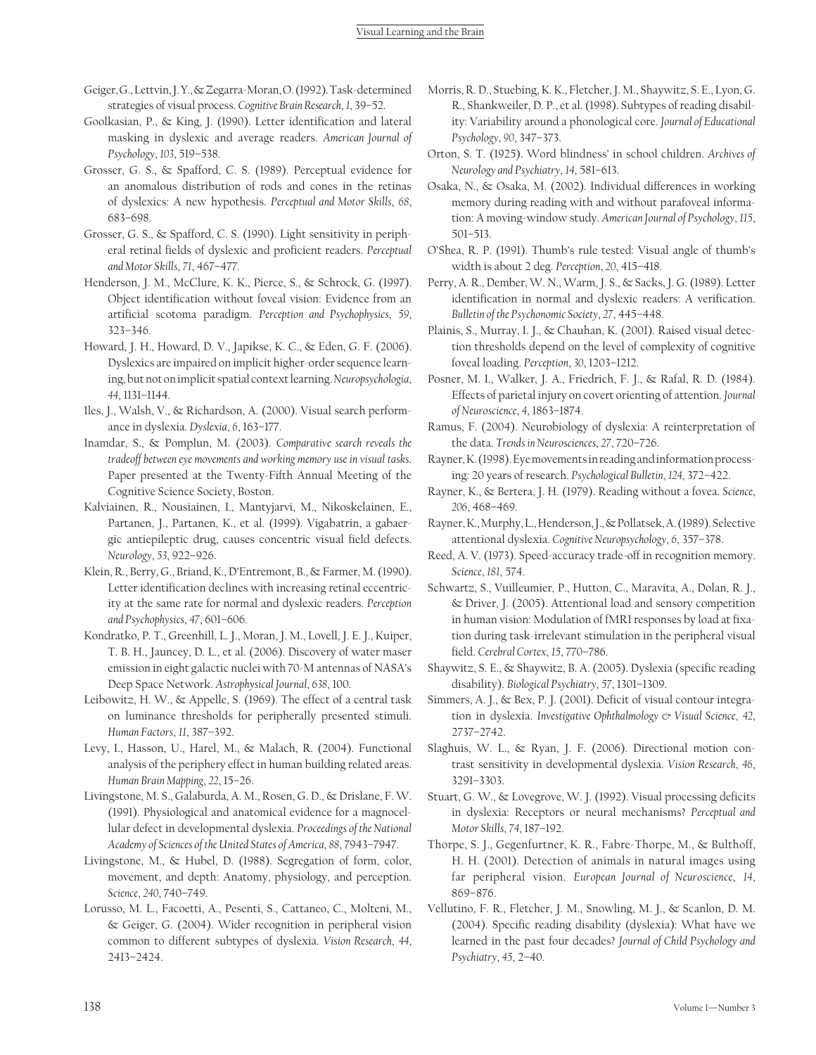Geiger, G., Lettvin, J. Y., & Zegarra-Moran, O. (1992). Task-determined strategies of visual process. *Cognitive Brain Research*, *1*, 39–52.

Goolkasian, P., & King, J. (1990). Letter identification and lateral masking in dyslexic and average readers. *American Journal of Psychology*, *103*, 519–538.

Grosser, G. S., & Spafford, C. S. (1989). Perceptual evidence for an anomalous distribution of rods and cones in the retinas of dyslexics: A new hypothesis. *Perceptual and Motor Skills*, *68*, 683–698.

Grosser, G. S., & Spafford, C. S. (1990). Light sensitivity in peripheral retinal fields of dyslexic and proficient readers. *Perceptual and Motor Skills*, *71*, 467–477.

Henderson, J. M., McClure, K. K., Pierce, S., & Schrock, G. (1997). Object identification without foveal vision: Evidence from an artificial scotoma paradigm. *Perception and Psychophysics*, *59*, 323–346.

Howard, J. H., Howard, D. V., Japikse, K. C., & Eden, G. F. (2006). Dyslexics are impaired on implicit higher-order sequence learning, but not on implicit spatial context learning. *Neuropsychologia*, *44*, 1131–1144.

Iles, J., Walsh, V., & Richardson, A. (2000). Visual search performance in dyslexia. *Dyslexia*, *6*, 163–177.

Inamdar, S., & Pomplun, M. (2003). *Comparative search reveals the tradeoff between eye movements and working memory use in visual tasks*. Paper presented at the Twenty-Fifth Annual Meeting of the Cognitive Science Society, Boston.

Kalviainen, R., Nousiainen, I., Mantyjarvi, M., Nikoskelainen, E., Partanen, J., Partanen, K., et al. (1999). Vigabatrin, a gabaergic antiepileptic drug, causes concentric visual field defects. *Neurology*, *53*, 922–926.

Klein, R., Berry, G., Briand, K., D'Entremont, B., & Farmer, M. (1990). Letter identification declines with increasing retinal eccentricity at the same rate for normal and dyslexic readers. *Perception and Psychophysics*, *47*, 601–606.

Kondratko, P. T., Greenhill, L. J., Moran, J. M., Lovell, J. E. J., Kuiper, T. B. H., Jauncey, D. L., et al. (2006). Discovery of water maser emission in eight galactic nuclei with 70-M antennas of NASA's Deep Space Network. *Astrophysical Journal*, *638*, 100.

Leibowitz, H. W., & Appelle, S. (1969). The effect of a central task on luminance thresholds for peripherally presented stimuli. *Human Factors*, *11*, 387–392.

Levy, I., Hasson, U., Harel, M., & Malach, R. (2004). Functional analysis of the periphery effect in human building related areas. *Human Brain Mapping*, *22*, 15–26.

Livingstone, M. S., Galaburda, A. M., Rosen, G. D., & Drislane, F. W. (1991). Physiological and anatomical evidence for a magnocellular defect in developmental dyslexia. *Proceedings of the National Academy of Sciences of the United States of America*, *88*, 7943–7947.

Livingstone, M., & Hubel, D. (1988). Segregation of form, color, movement, and depth: Anatomy, physiology, and perception. *Science*, *240*, 740–749.

Lorusso, M. L., Facoetti, A., Pesenti, S., Cattaneo, C., Molteni, M., & Geiger, G. (2004). Wider recognition in peripheral vision common to different subtypes of dyslexia. *Vision Research*, *44*, 2413–2424.

Morris, R. D., Stuebing, K. K., Fletcher, J. M., Shaywitz, S. E., Lyon, G. R., Shankweiler, D. P., et al. (1998). Subtypes of reading disability: Variability around a phonological core. *Journal of Educational Psychology*, *90*, 347–373.

Orton, S. T. (1925). Word blindness' in school children. *Archives of Neurology and Psychiatry*, *14*, 581–613.

Osaka, N., & Osaka, M. (2002). Individual differences in working memory during reading with and without parafoveal information: A moving-window study. *American Journal of Psychology*, *115*, 501–513.

O'Shea, R. P. (1991). Thumb's rule tested: Visual angle of thumb's width is about 2 deg. *Perception*, *20*, 415–418.

Perry, A. R., Dember, W. N., Warm, J. S., & Sacks, J. G. (1989). Letter identification in normal and dyslexic readers: A verification. *Bulletin of the Psychonomic Society*, *27*, 445–448.

Plainis, S., Murray, I. J., & Chauhan, K. (2001). Raised visual detection thresholds depend on the level of complexity of cognitive foveal loading. *Perception*, *30*, 1203–1212.

Posner, M. I., Walker, J. A., Friedrich, F. J., & Rafal, R. D. (1984). Effects of parietal injury on covert orienting of attention. *Journal of Neuroscience*, *4*, 1863–1874.

Ramus, F. (2004). Neurobiology of dyslexia: A reinterpretation of the data. *Trends in Neurosciences*, *27*, 720–726.

Rayner, K. (1998). Eye movements in reading and information processing: 20 years of research. *Psychological Bulletin*, *124*, 372–422.

Rayner, K., & Bertera, J. H. (1979). Reading without a fovea. *Science*, *206*, 468–469.

Rayner, K., Murphy, L., Henderson, J., & Pollatsek, A. (1989). Selective attentional dyslexia. *Cognitive Neuropsychology*, *6*, 357–378.

Reed, A. V. (1973). Speed-accuracy trade-off in recognition memory. *Science*, *181*, 574.

Schwartz, S., Vuilleumier, P., Hutton, C., Maravita, A., Dolan, R. J., & Driver, J. (2005). Attentional load and sensory competition in human vision: Modulation of fMRI responses by load at fixation during task-irrelevant stimulation in the peripheral visual field. *Cerebral Cortex*, *15*, 770–786.

Shaywitz, S. E., & Shaywitz, B. A. (2005). Dyslexia (specific reading disability). *Biological Psychiatry*, *57*, 1301–1309.

Simmers, A. J., & Bex, P. J. (2001). Deficit of visual contour integration in dyslexia. *Investigative Ophthalmology & Visual Science*, *42*, 2737–2742.

Slaghuis, W. L., & Ryan, J. F. (2006). Directional motion contrast sensitivity in developmental dyslexia. *Vision Research*, *46*, 3291–3303.

Stuart, G. W., & Lovegrove, W. J. (1992). Visual processing deficits in dyslexia: Receptors or neural mechanisms? *Perceptual and Motor Skills*, *74*, 187–192.

Thorpe, S. J., Gegenfurtner, K. R., Fabre-Thorpe, M., & Bulthoff, H. H. (2001). Detection of animals in natural images using far peripheral vision. *European Journal of Neuroscience*, *14*, 869–876.

Vellutino, F. R., Fletcher, J. M., Snowling, M. J., & Scanlon, D. M. (2004). Specific reading disability (dyslexia): What have we learned in the past four decades? *Journal of Child Psychology and Psychiatry*, *45*, 2–40.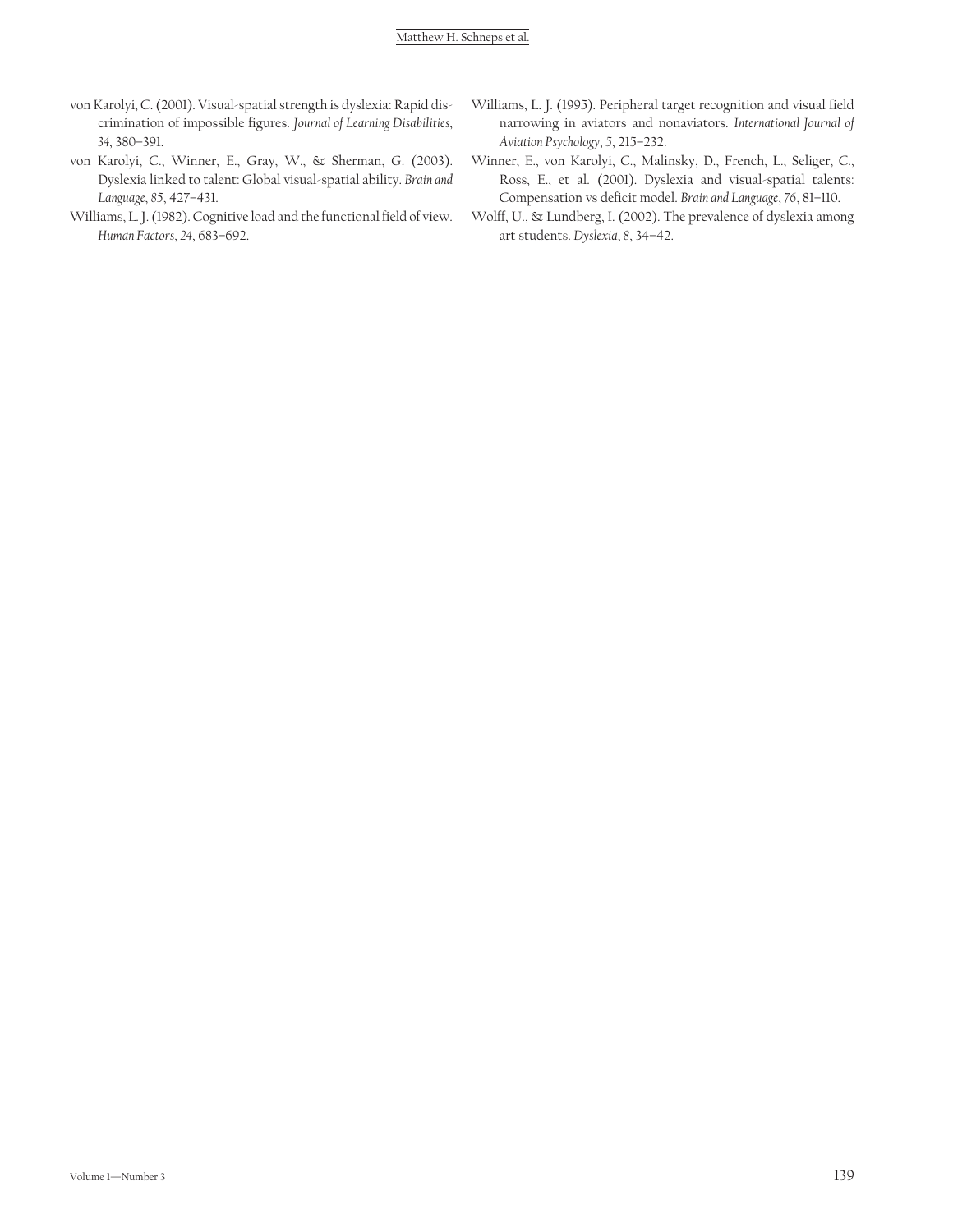von Karolyi, C. (2001). Visual-spatial strength is dyslexia: Rapid discrimination of impossible figures. *Journal of Learning Disabilities*, *34*, 380–391.

von Karolyi, C., Winner, E., Gray, W., & Sherman, G. (2003). Dyslexia linked to talent: Global visual-spatial ability. *Brain and Language*, *85*, 427–431.

Williams, L. J. (1982). Cognitive load and the functional field of view. *Human Factors*, *24*, 683–692.

Williams, L. J. (1995). Peripheral target recognition and visual field narrowing in aviators and nonaviators. *International Journal of Aviation Psychology*, *5*, 215–232.

Winner, E., von Karolyi, C., Malinsky, D., French, L., Seliger, C., Ross, E., et al. (2001). Dyslexia and visual-spatial talents: Compensation vs deficit model. *Brain and Language*, *76*, 81–110.

Wolff, U., & Lundberg, I. (2002). The prevalence of dyslexia among art students. *Dyslexia*, *8*, 34–42.